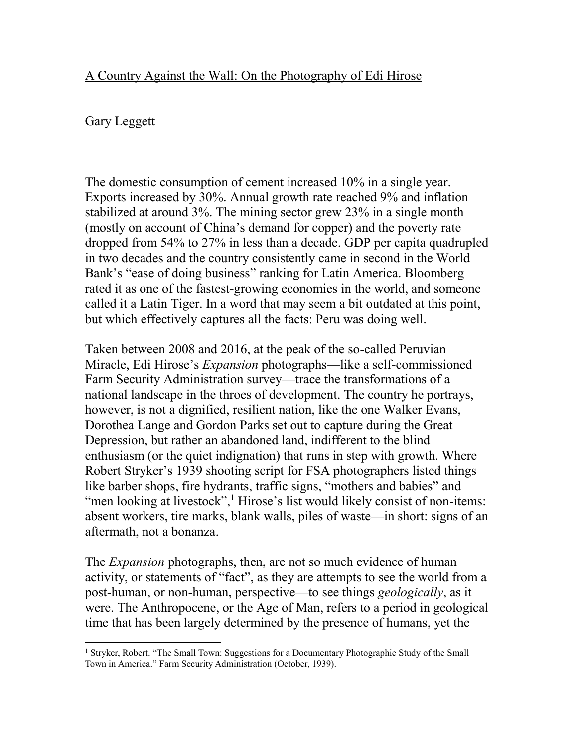# A Country Against the Wall: On the Photography of Edi Hirose

Gary Leggett

The domestic consumption of cement increased 10% in a single year. Exports increased by 30%. Annual growth rate reached 9% and inflation stabilized at around 3%. The mining sector grew 23% in a single month (mostly on account of China's demand for copper) and the poverty rate dropped from 54% to 27% in less than a decade. GDP per capita quadrupled in two decades and the country consistently came in second in the World Bank's "ease of doing business" ranking for Latin America. Bloomberg rated it as one of the fastest-growing economies in the world, and someone called it a Latin Tiger. In a word that may seem a bit outdated at this point, but which effectively captures all the facts: Peru was doing well.

Taken between 2008 and 2016, at the peak of the so-called Peruvian Miracle, Edi Hirose's *Expansion* photographs—like a self-commissioned Farm Security Administration survey—trace the transformations of a national landscape in the throes of development. The country he portrays, however, is not a dignified, resilient nation, like the one Walker Evans, Dorothea Lange and Gordon Parks set out to capture during the Great Depression, but rather an abandoned land, indifferent to the blind enthusiasm (or the quiet indignation) that runs in step with growth. Where Robert Stryker's 1939 shooting script for FSA photographers listed things like barber shops, fire hydrants, traffic signs, "mothers and babies" and "men looking at livestock",[1] Hirose's list would likely consist of non-items: absent workers, tire marks, blank walls, piles of waste—in short: signs of an aftermath, not a bonanza.

The *Expansion* photographs, then, are not so much evidence of human activity, or statements of "fact", as they are attempts to see the world from a post-human, or non-human, perspective—to see things *geologically*, as it were. The Anthropocene, or the Age of Man, refers to a period in geological time that has been largely determined by the presence of humans, yet the

---

[1] Stryker, Robert. "The Small Town: Suggestions for a Documentary Photographic Study of the Small Town in America." Farm Security Administration (October, 1939).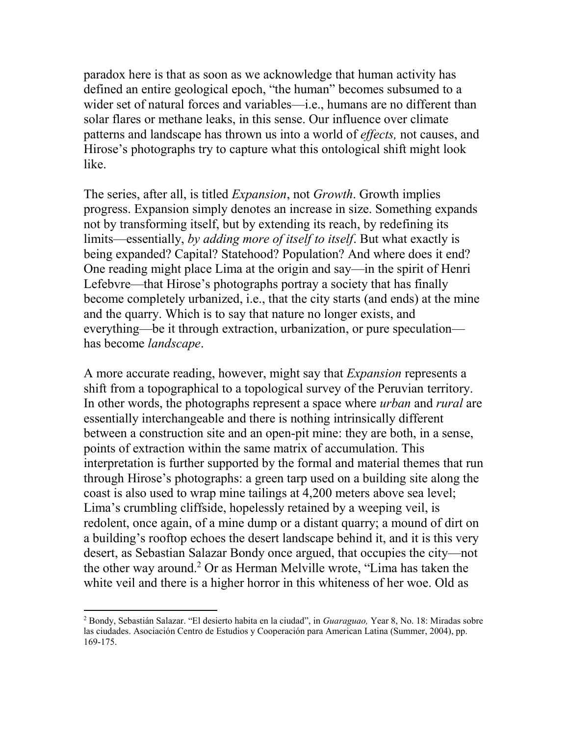paradox here is that as soon as we acknowledge that human activity has defined an entire geological epoch, "the human" becomes subsumed to a wider set of natural forces and variables—i.e., humans are no different than solar flares or methane leaks, in this sense. Our influence over climate patterns and landscape has thrown us into a world of *effects,* not causes, and Hirose's photographs try to capture what this ontological shift might look like.

The series, after all, is titled *Expansion*, not *Growth*. Growth implies progress. Expansion simply denotes an increase in size. Something expands not by transforming itself, but by extending its reach, by redefining its limits—essentially, *by adding more of itself to itself*. But what exactly is being expanded? Capital? Statehood? Population? And where does it end? One reading might place Lima at the origin and say—in the spirit of Henri Lefebvre—that Hirose's photographs portray a society that has finally become completely urbanized, i.e., that the city starts (and ends) at the mine and the quarry. Which is to say that nature no longer exists, and everything—be it through extraction, urbanization, or pure speculation—has become *landscape*.

A more accurate reading, however, might say that *Expansion* represents a shift from a topographical to a topological survey of the Peruvian territory. In other words, the photographs represent a space where *urban* and *rural* are essentially interchangeable and there is nothing intrinsically different between a construction site and an open-pit mine: they are both, in a sense, points of extraction within the same matrix of accumulation. This interpretation is further supported by the formal and material themes that run through Hirose's photographs: a green tarp used on a building site along the coast is also used to wrap mine tailings at 4,200 meters above sea level; Lima's crumbling cliffside, hopelessly retained by a weeping veil, is redolent, once again, of a mine dump or a distant quarry; a mound of dirt on a building's rooftop echoes the desert landscape behind it, and it is this very desert, as Sebastian Salazar Bondy once argued, that occupies the city—not the other way around.[2] Or as Herman Melville wrote, "Lima has taken the white veil and there is a higher horror in this whiteness of her woe. Old as

---

[2] Bondy, Sebastián Salazar. "El desierto habita en la ciudad", in *Guaraguao,* Year 8, No. 18: Miradas sobre las ciudades. Asociación Centro de Estudios y Cooperación para American Latina (Summer, 2004), pp. 169-175.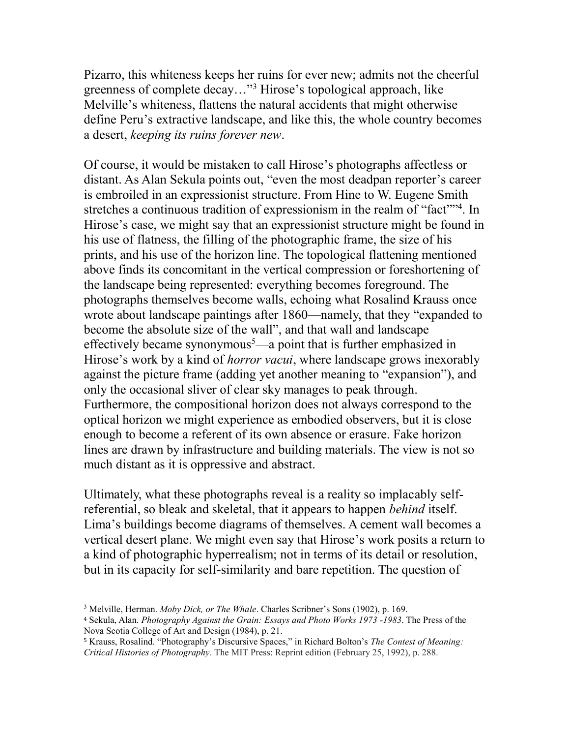Pizarro, this whiteness keeps her ruins for ever new; admits not the cheerful greenness of complete decay…"[3] Hirose's topological approach, like Melville's whiteness, flattens the natural accidents that might otherwise define Peru's extractive landscape, and like this, the whole country becomes a desert, *keeping its ruins forever new*.

Of course, it would be mistaken to call Hirose's photographs affectless or distant. As Alan Sekula points out, "even the most deadpan reporter's career is embroiled in an expressionist structure. From Hine to W. Eugene Smith stretches a continuous tradition of expressionism in the realm of "fact""[4]. In Hirose's case, we might say that an expressionist structure might be found in his use of flatness, the filling of the photographic frame, the size of his prints, and his use of the horizon line. The topological flattening mentioned above finds its concomitant in the vertical compression or foreshortening of the landscape being represented: everything becomes foreground. The photographs themselves become walls, echoing what Rosalind Krauss once wrote about landscape paintings after 1860—namely, that they "expanded to become the absolute size of the wall", and that wall and landscape effectively became synonymous[5]—a point that is further emphasized in Hirose's work by a kind of *horror vacui*, where landscape grows inexorably against the picture frame (adding yet another meaning to "expansion"), and only the occasional sliver of clear sky manages to peak through. Furthermore, the compositional horizon does not always correspond to the optical horizon we might experience as embodied observers, but it is close enough to become a referent of its own absence or erasure. Fake horizon lines are drawn by infrastructure and building materials. The view is not so much distant as it is oppressive and abstract.

Ultimately, what these photographs reveal is a reality so implacably self-referential, so bleak and skeletal, that it appears to happen *behind* itself. Lima's buildings become diagrams of themselves. A cement wall becomes a vertical desert plane. We might even say that Hirose's work posits a return to a kind of photographic hyperrealism; not in terms of its detail or resolution, but in its capacity for self-similarity and bare repetition. The question of

---

[3] Melville, Herman. *Moby Dick, or The Whale*. Charles Scribner's Sons (1902), p. 169.

[4] Sekula, Alan. *Photography Against the Grain: Essays and Photo Works 1973 -1983*. The Press of the Nova Scotia College of Art and Design (1984), p. 21.

[5] Krauss, Rosalind. "Photography's Discursive Spaces," in Richard Bolton's *The Contest of Meaning: Critical Histories of Photography*. The MIT Press: Reprint edition (February 25, 1992), p. 288.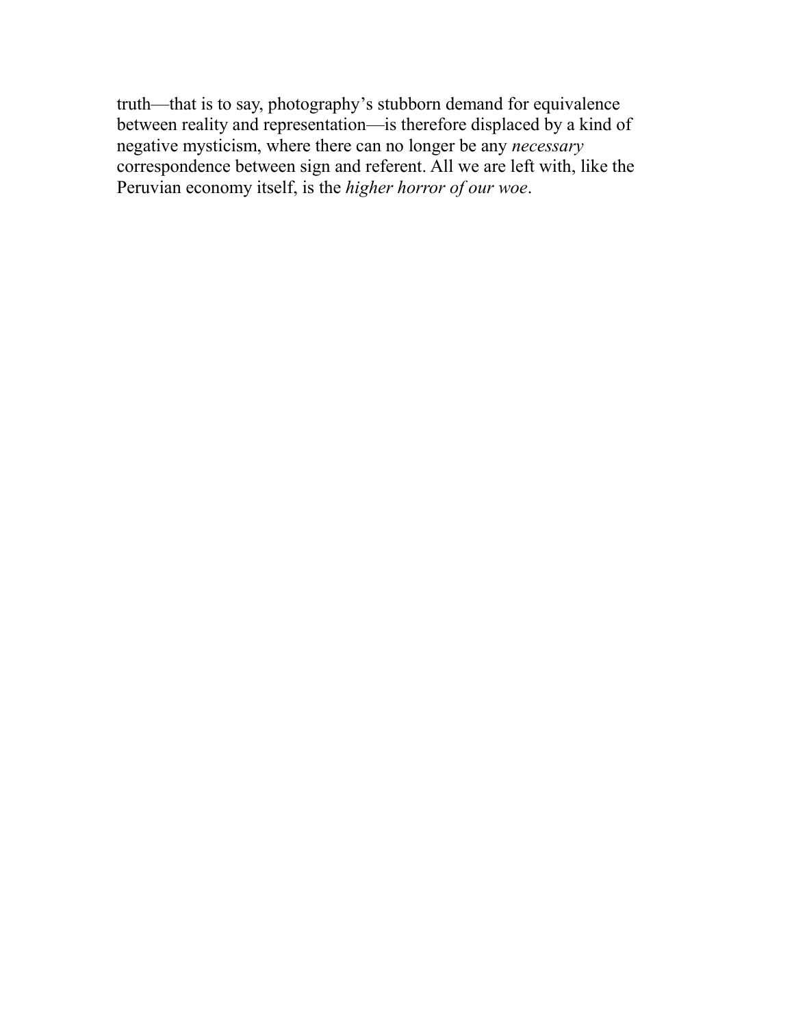truth—that is to say, photography's stubborn demand for equivalence between reality and representation—is therefore displaced by a kind of negative mysticism, where there can no longer be any *necessary* correspondence between sign and referent. All we are left with, like the Peruvian economy itself, is the *higher horror of our woe*.